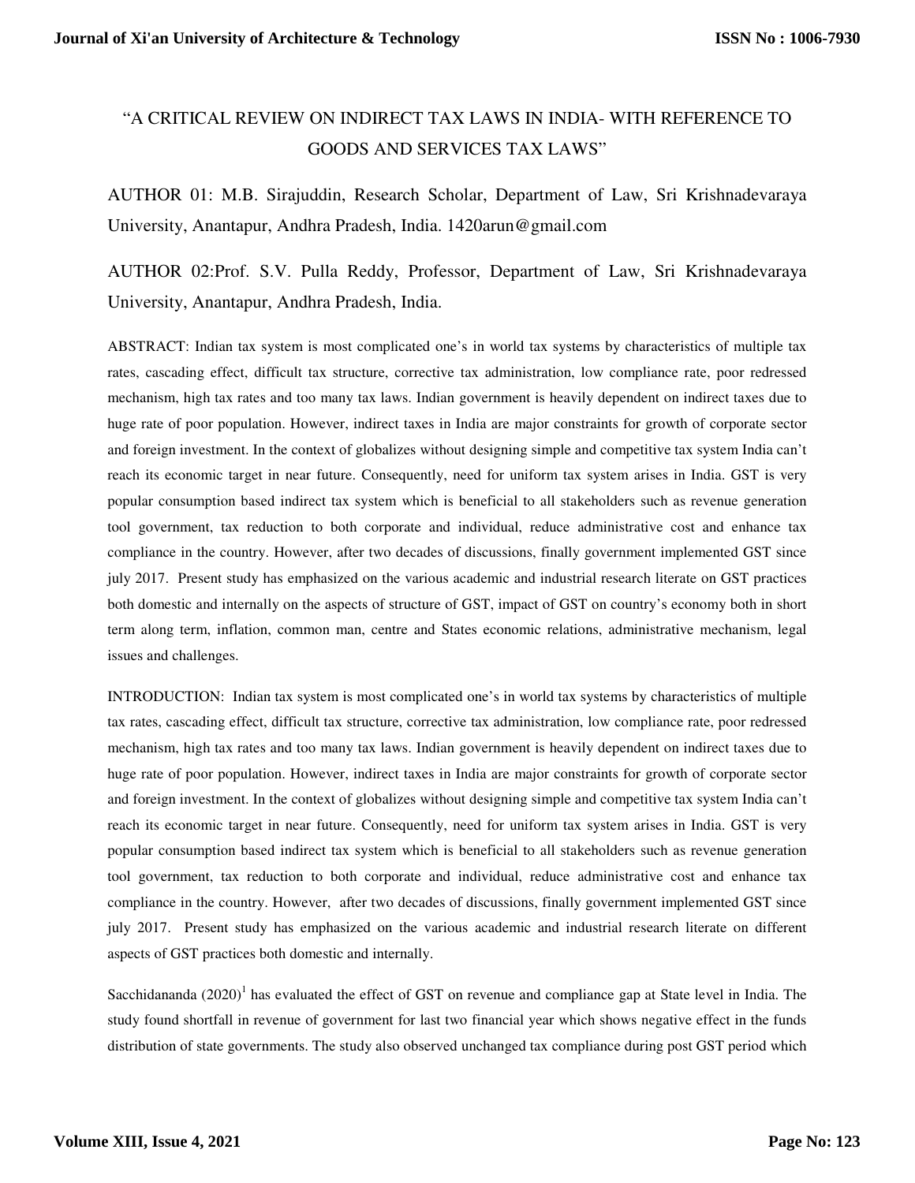# "A CRITICAL REVIEW ON INDIRECT TAX LAWS IN INDIA- WITH REFERENCE TO GOODS AND SERVICES TAX LAWS"

AUTHOR 01: M.B. Sirajuddin, Research Scholar, Department of Law, Sri Krishnadevaraya University, Anantapur, Andhra Pradesh, India. 1420arun@gmail.com

AUTHOR 02:Prof. S.V. Pulla Reddy, Professor, Department of Law, Sri Krishnadevaraya University, Anantapur, Andhra Pradesh, India.

ABSTRACT: Indian tax system is most complicated one's in world tax systems by characteristics of multiple tax rates, cascading effect, difficult tax structure, corrective tax administration, low compliance rate, poor redressed mechanism, high tax rates and too many tax laws. Indian government is heavily dependent on indirect taxes due to huge rate of poor population. However, indirect taxes in India are major constraints for growth of corporate sector and foreign investment. In the context of globalizes without designing simple and competitive tax system India can't reach its economic target in near future. Consequently, need for uniform tax system arises in India. GST is very popular consumption based indirect tax system which is beneficial to all stakeholders such as revenue generation tool government, tax reduction to both corporate and individual, reduce administrative cost and enhance tax compliance in the country. However, after two decades of discussions, finally government implemented GST since july 2017. Present study has emphasized on the various academic and industrial research literate on GST practices both domestic and internally on the aspects of structure of GST, impact of GST on country's economy both in short term along term, inflation, common man, centre and States economic relations, administrative mechanism, legal issues and challenges.

INTRODUCTION: Indian tax system is most complicated one's in world tax systems by characteristics of multiple tax rates, cascading effect, difficult tax structure, corrective tax administration, low compliance rate, poor redressed mechanism, high tax rates and too many tax laws. Indian government is heavily dependent on indirect taxes due to huge rate of poor population. However, indirect taxes in India are major constraints for growth of corporate sector and foreign investment. In the context of globalizes without designing simple and competitive tax system India can't reach its economic target in near future. Consequently, need for uniform tax system arises in India. GST is very popular consumption based indirect tax system which is beneficial to all stakeholders such as revenue generation tool government, tax reduction to both corporate and individual, reduce administrative cost and enhance tax compliance in the country. However, after two decades of discussions, finally government implemented GST since july 2017. Present study has emphasized on the various academic and industrial research literate on different aspects of GST practices both domestic and internally.

Sacchidananda (2020)[1] has evaluated the effect of GST on revenue and compliance gap at State level in India. The study found shortfall in revenue of government for last two financial year which shows negative effect in the funds distribution of state governments. The study also observed unchanged tax compliance during post GST period which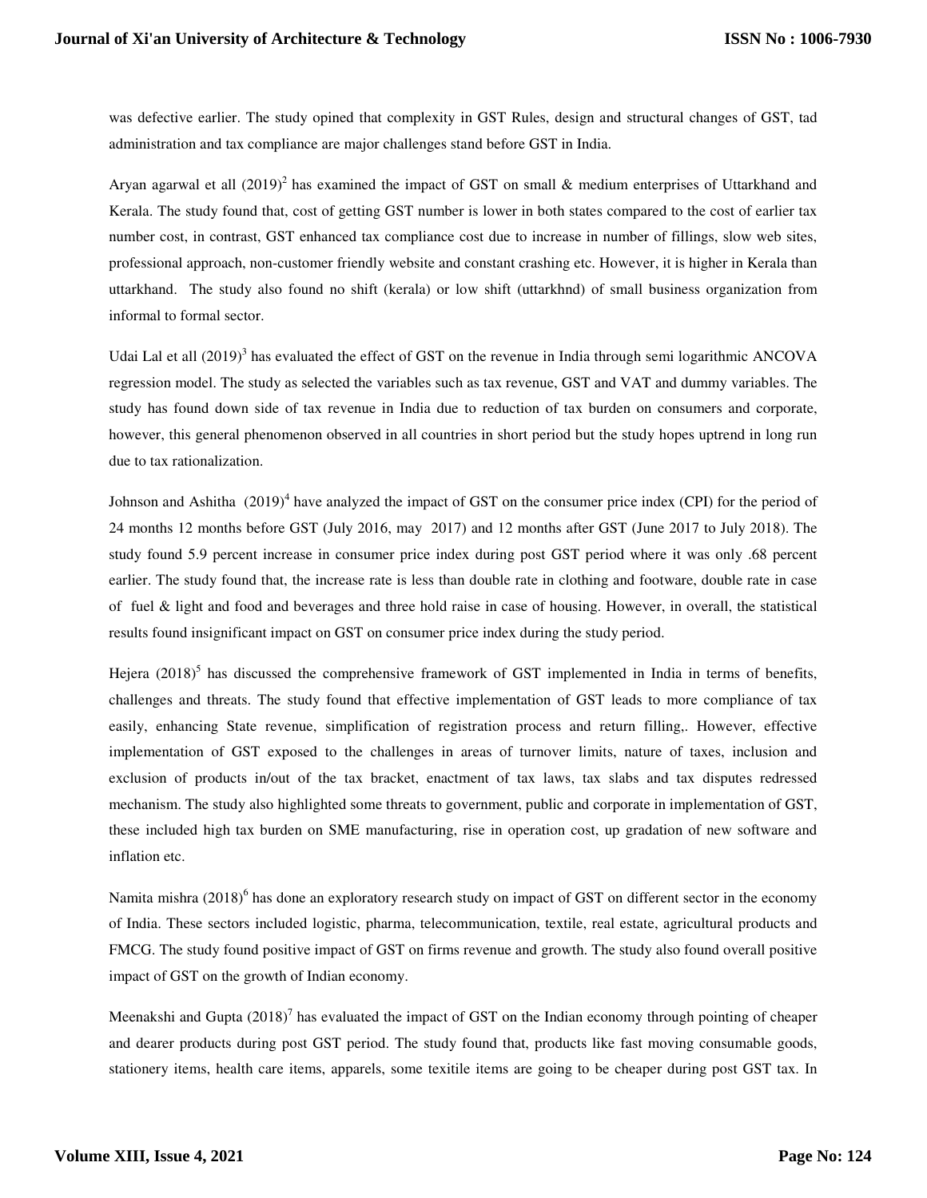was defective earlier. The study opined that complexity in GST Rules, design and structural changes of GST, tad administration and tax compliance are major challenges stand before GST in India.

Aryan agarwal et all (2019)[2] has examined the impact of GST on small & medium enterprises of Uttarkhand and Kerala. The study found that, cost of getting GST number is lower in both states compared to the cost of earlier tax number cost, in contrast, GST enhanced tax compliance cost due to increase in number of fillings, slow web sites, professional approach, non-customer friendly website and constant crashing etc. However, it is higher in Kerala than uttarkhand. The study also found no shift (kerala) or low shift (uttarkhnd) of small business organization from informal to formal sector.

Udai Lal et all (2019)[3] has evaluated the effect of GST on the revenue in India through semi logarithmic ANCOVA regression model. The study as selected the variables such as tax revenue, GST and VAT and dummy variables. The study has found down side of tax revenue in India due to reduction of tax burden on consumers and corporate, however, this general phenomenon observed in all countries in short period but the study hopes uptrend in long run due to tax rationalization.

Johnson and Ashitha (2019)[4] have analyzed the impact of GST on the consumer price index (CPI) for the period of 24 months 12 months before GST (July 2016, may 2017) and 12 months after GST (June 2017 to July 2018). The study found 5.9 percent increase in consumer price index during post GST period where it was only .68 percent earlier. The study found that, the increase rate is less than double rate in clothing and footware, double rate in case of fuel & light and food and beverages and three hold raise in case of housing. However, in overall, the statistical results found insignificant impact on GST on consumer price index during the study period.

Hejera (2018)[5] has discussed the comprehensive framework of GST implemented in India in terms of benefits, challenges and threats. The study found that effective implementation of GST leads to more compliance of tax easily, enhancing State revenue, simplification of registration process and return filling,. However, effective implementation of GST exposed to the challenges in areas of turnover limits, nature of taxes, inclusion and exclusion of products in/out of the tax bracket, enactment of tax laws, tax slabs and tax disputes redressed mechanism. The study also highlighted some threats to government, public and corporate in implementation of GST, these included high tax burden on SME manufacturing, rise in operation cost, up gradation of new software and inflation etc.

Namita mishra (2018)[6] has done an exploratory research study on impact of GST on different sector in the economy of India. These sectors included logistic, pharma, telecommunication, textile, real estate, agricultural products and FMCG. The study found positive impact of GST on firms revenue and growth. The study also found overall positive impact of GST on the growth of Indian economy.

Meenakshi and Gupta (2018)[7] has evaluated the impact of GST on the Indian economy through pointing of cheaper and dearer products during post GST period. The study found that, products like fast moving consumable goods, stationery items, health care items, apparels, some texitile items are going to be cheaper during post GST tax. In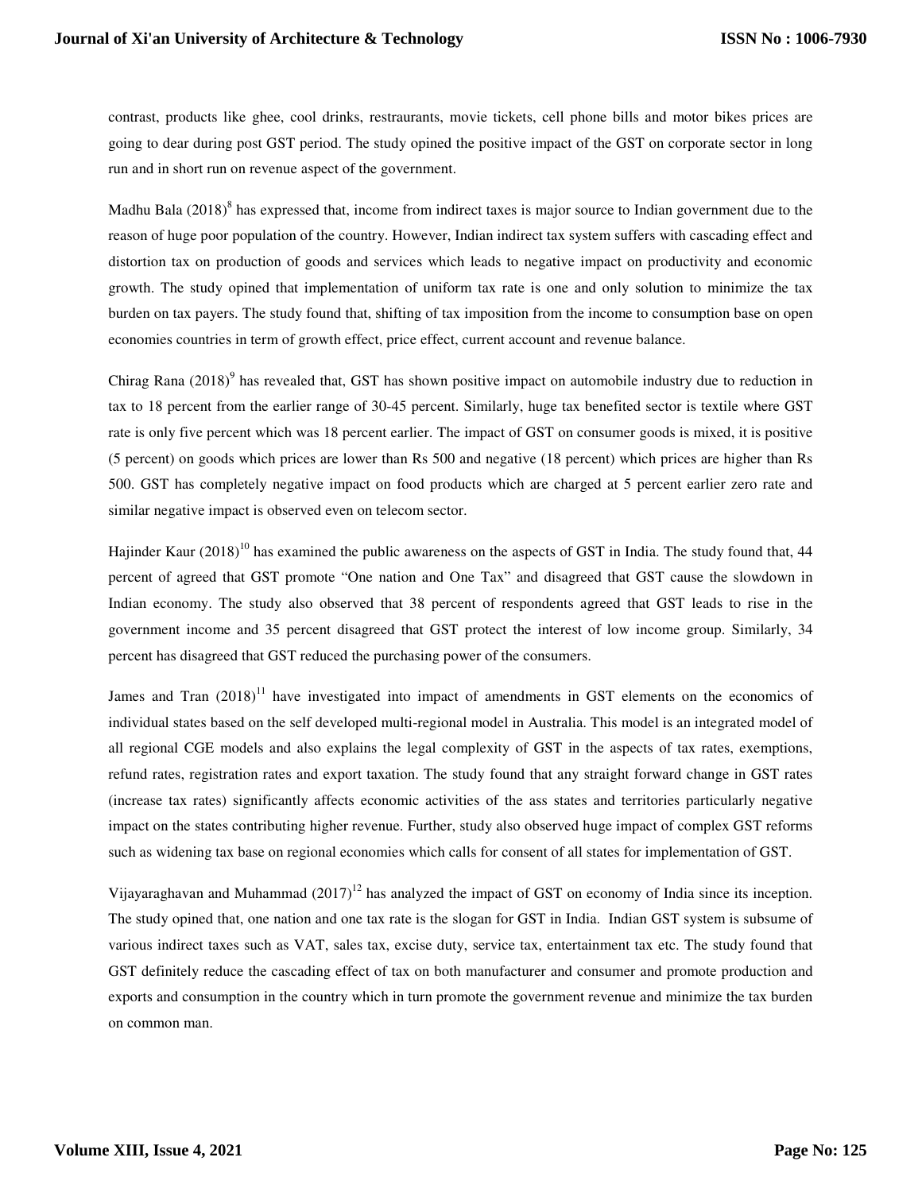contrast, products like ghee, cool drinks, restraurants, movie tickets, cell phone bills and motor bikes prices are going to dear during post GST period. The study opined the positive impact of the GST on corporate sector in long run and in short run on revenue aspect of the government.

Madhu Bala (2018)[8] has expressed that, income from indirect taxes is major source to Indian government due to the reason of huge poor population of the country. However, Indian indirect tax system suffers with cascading effect and distortion tax on production of goods and services which leads to negative impact on productivity and economic growth. The study opined that implementation of uniform tax rate is one and only solution to minimize the tax burden on tax payers. The study found that, shifting of tax imposition from the income to consumption base on open economies countries in term of growth effect, price effect, current account and revenue balance.

Chirag Rana (2018)[9] has revealed that, GST has shown positive impact on automobile industry due to reduction in tax to 18 percent from the earlier range of 30-45 percent. Similarly, huge tax benefited sector is textile where GST rate is only five percent which was 18 percent earlier. The impact of GST on consumer goods is mixed, it is positive (5 percent) on goods which prices are lower than Rs 500 and negative (18 percent) which prices are higher than Rs 500. GST has completely negative impact on food products which are charged at 5 percent earlier zero rate and similar negative impact is observed even on telecom sector.

Hajinder Kaur (2018)[10] has examined the public awareness on the aspects of GST in India. The study found that, 44 percent of agreed that GST promote "One nation and One Tax" and disagreed that GST cause the slowdown in Indian economy. The study also observed that 38 percent of respondents agreed that GST leads to rise in the government income and 35 percent disagreed that GST protect the interest of low income group. Similarly, 34 percent has disagreed that GST reduced the purchasing power of the consumers.

James and Tran (2018)[11] have investigated into impact of amendments in GST elements on the economics of individual states based on the self developed multi-regional model in Australia. This model is an integrated model of all regional CGE models and also explains the legal complexity of GST in the aspects of tax rates, exemptions, refund rates, registration rates and export taxation. The study found that any straight forward change in GST rates (increase tax rates) significantly affects economic activities of the ass states and territories particularly negative impact on the states contributing higher revenue. Further, study also observed huge impact of complex GST reforms such as widening tax base on regional economies which calls for consent of all states for implementation of GST.

Vijayaraghavan and Muhammad (2017)[12] has analyzed the impact of GST on economy of India since its inception. The study opined that, one nation and one tax rate is the slogan for GST in India. Indian GST system is subsume of various indirect taxes such as VAT, sales tax, excise duty, service tax, entertainment tax etc. The study found that GST definitely reduce the cascading effect of tax on both manufacturer and consumer and promote production and exports and consumption in the country which in turn promote the government revenue and minimize the tax burden on common man.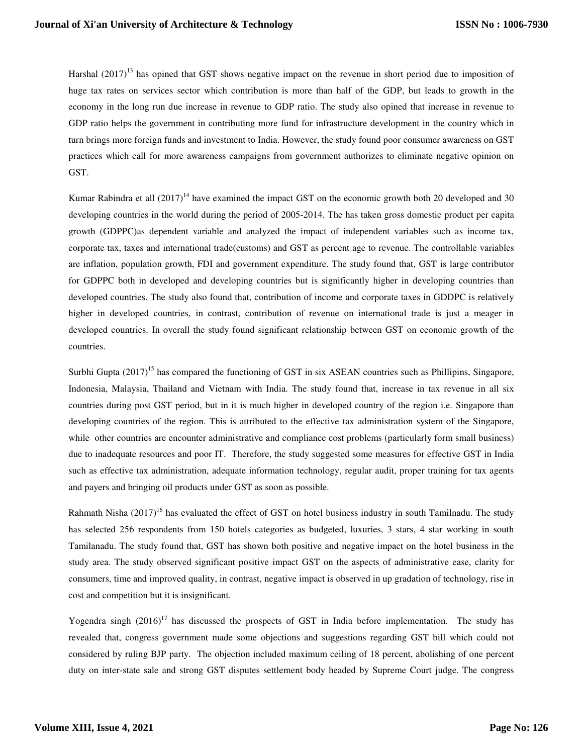Harshal (2017)[13] has opined that GST shows negative impact on the revenue in short period due to imposition of huge tax rates on services sector which contribution is more than half of the GDP, but leads to growth in the economy in the long run due increase in revenue to GDP ratio. The study also opined that increase in revenue to GDP ratio helps the government in contributing more fund for infrastructure development in the country which in turn brings more foreign funds and investment to India. However, the study found poor consumer awareness on GST practices which call for more awareness campaigns from government authorizes to eliminate negative opinion on GST.

Kumar Rabindra et all (2017)[14] have examined the impact GST on the economic growth both 20 developed and 30 developing countries in the world during the period of 2005-2014. The has taken gross domestic product per capita growth (GDPPC)as dependent variable and analyzed the impact of independent variables such as income tax, corporate tax, taxes and international trade(customs) and GST as percent age to revenue. The controllable variables are inflation, population growth, FDI and government expenditure. The study found that, GST is large contributor for GDPPC both in developed and developing countries but is significantly higher in developing countries than developed countries. The study also found that, contribution of income and corporate taxes in GDDPC is relatively higher in developed countries, in contrast, contribution of revenue on international trade is just a meager in developed countries. In overall the study found significant relationship between GST on economic growth of the countries.

Surbhi Gupta (2017)[15] has compared the functioning of GST in six ASEAN countries such as Phillipins, Singapore, Indonesia, Malaysia, Thailand and Vietnam with India. The study found that, increase in tax revenue in all six countries during post GST period, but in it is much higher in developed country of the region i.e. Singapore than developing countries of the region. This is attributed to the effective tax administration system of the Singapore, while other countries are encounter administrative and compliance cost problems (particularly form small business) due to inadequate resources and poor IT. Therefore, the study suggested some measures for effective GST in India such as effective tax administration, adequate information technology, regular audit, proper training for tax agents and payers and bringing oil products under GST as soon as possible.

Rahmath Nisha (2017)[16] has evaluated the effect of GST on hotel business industry in south Tamilnadu. The study has selected 256 respondents from 150 hotels categories as budgeted, luxuries, 3 stars, 4 star working in south Tamilanadu. The study found that, GST has shown both positive and negative impact on the hotel business in the study area. The study observed significant positive impact GST on the aspects of administrative ease, clarity for consumers, time and improved quality, in contrast, negative impact is observed in up gradation of technology, rise in cost and competition but it is insignificant.

Yogendra singh (2016)[17] has discussed the prospects of GST in India before implementation. The study has revealed that, congress government made some objections and suggestions regarding GST bill which could not considered by ruling BJP party. The objection included maximum ceiling of 18 percent, abolishing of one percent duty on inter-state sale and strong GST disputes settlement body headed by Supreme Court judge. The congress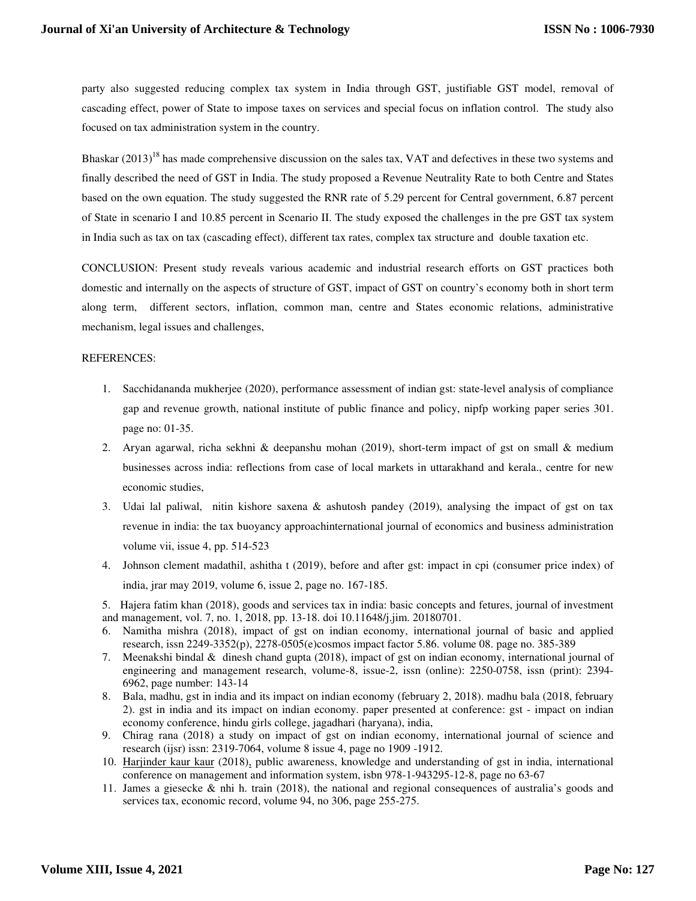party also suggested reducing complex tax system in India through GST, justifiable GST model, removal of cascading effect, power of State to impose taxes on services and special focus on inflation control. The study also focused on tax administration system in the country.

Bhaskar (2013)[18] has made comprehensive discussion on the sales tax, VAT and defectives in these two systems and finally described the need of GST in India. The study proposed a Revenue Neutrality Rate to both Centre and States based on the own equation. The study suggested the RNR rate of 5.29 percent for Central government, 6.87 percent of State in scenario I and 10.85 percent in Scenario II. The study exposed the challenges in the pre GST tax system in India such as tax on tax (cascading effect), different tax rates, complex tax structure and double taxation etc.

CONCLUSION: Present study reveals various academic and industrial research efforts on GST practices both domestic and internally on the aspects of structure of GST, impact of GST on country's economy both in short term along term, different sectors, inflation, common man, centre and States economic relations, administrative mechanism, legal issues and challenges,

REFERENCES:

1. Sacchidananda mukherjee (2020), performance assessment of indian gst: state-level analysis of compliance gap and revenue growth, national institute of public finance and policy, nipfp working paper series 301. page no: 01-35.
2. Aryan agarwal, richa sekhni & deepanshu mohan (2019), short-term impact of gst on small & medium businesses across india: reflections from case of local markets in uttarakhand and kerala., centre for new economic studies,
3. Udai lal paliwal, nitin kishore saxena & ashutosh pandey (2019), analysing the impact of gst on tax revenue in india: the tax buoyancy approachinternational journal of economics and business administration volume vii, issue 4, pp. 514-523
4. Johnson clement madathil, ashitha t (2019), before and after gst: impact in cpi (consumer price index) of india, jrar may 2019, volume 6, issue 2, page no. 167-185.
5. Hajera fatim khan (2018), goods and services tax in india: basic concepts and fetures, journal of investment and management, vol. 7, no. 1, 2018, pp. 13-18. doi 10.11648/j.jim. 20180701.
6. Namitha mishra (2018), impact of gst on indian economy, international journal of basic and applied research, issn 2249-3352(p), 2278-0505(e)cosmos impact factor 5.86. volume 08. page no. 385-389
7. Meenakshi bindal & dinesh chand gupta (2018), impact of gst on indian economy, international journal of engineering and management research, volume-8, issue-2, issn (online): 2250-0758, issn (print): 2394-6962, page number: 143-14
8. Bala, madhu, gst in india and its impact on indian economy (february 2, 2018). madhu bala (2018, february 2). gst in india and its impact on indian economy. paper presented at conference: gst - impact on indian economy conference, hindu girls college, jagadhari (haryana), india,
9. Chirag rana (2018) a study on impact of gst on indian economy, international journal of science and research (ijsr) issn: 2319-7064, volume 8 issue 4, page no 1909 -1912.
10. Harjinder kaur kaur (2018), public awareness, knowledge and understanding of gst in india, international conference on management and information system, isbn 978-1-943295-12-8, page no 63-67
11. James a giesecke & nhi h. train (2018), the national and regional consequences of australia's goods and services tax, economic record, volume 94, no 306, page 255-275.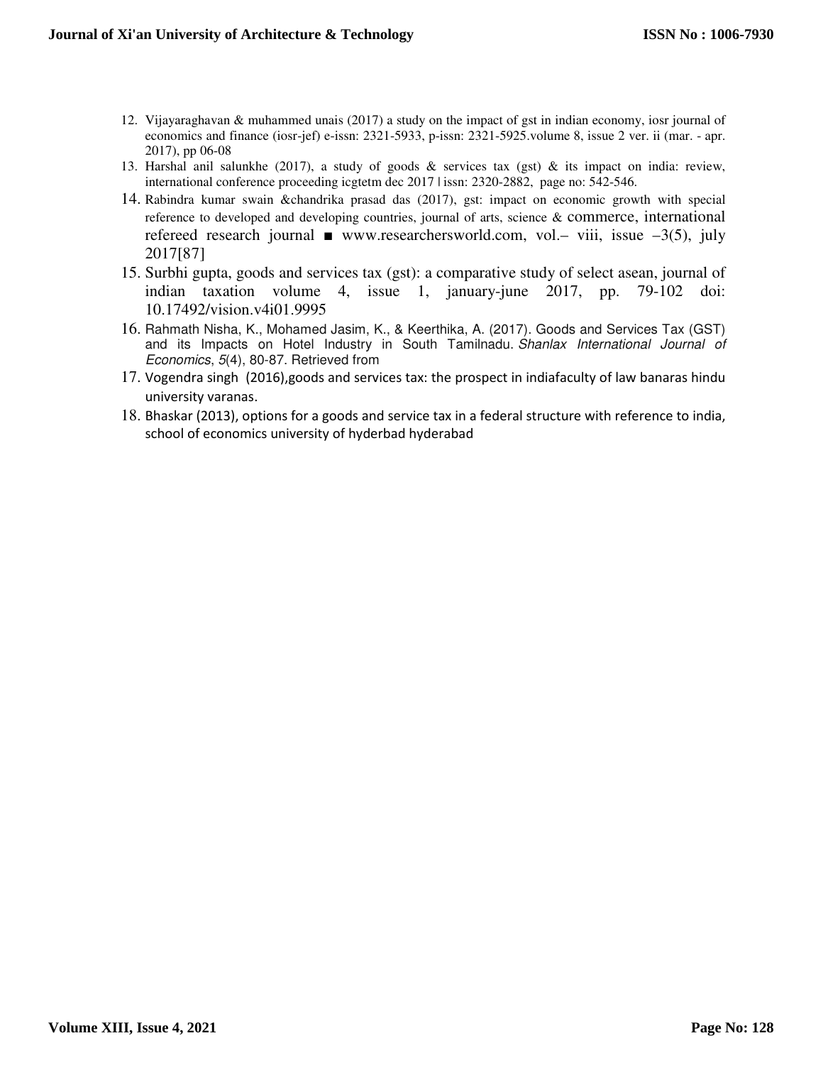12. Vijayaraghavan & muhammed unais (2017) a study on the impact of gst in indian economy, iosr journal of economics and finance (iosr-jef) e-issn: 2321-5933, p-issn: 2321-5925.volume 8, issue 2 ver. ii (mar. - apr. 2017), pp 06-08
13. Harshal anil salunkhe (2017), a study of goods & services tax (gst) & its impact on india: review, international conference proceeding icgtetm dec 2017 | issn: 2320-2882, page no: 542-546.
14. Rabindra kumar swain &chandrika prasad das (2017), gst: impact on economic growth with special reference to developed and developing countries, journal of arts, science & commerce, international refereed research journal ■ www.researchersworld.com, vol.– viii, issue –3(5), july 2017[87]
15. Surbhi gupta, goods and services tax (gst): a comparative study of select asean, journal of indian taxation volume 4, issue 1, january-june 2017, pp. 79-102 doi: 10.17492/vision.v4i01.9995
16. Rahmath Nisha, K., Mohamed Jasim, K., & Keerthika, A. (2017). Goods and Services Tax (GST) and its Impacts on Hotel Industry in South Tamilnadu. *Shanlax International Journal of Economics*, *5*(4), 80-87. Retrieved from
17. Vogendra singh (2016),goods and services tax: the prospect in indiafaculty of law banaras hindu university varanas.
18. Bhaskar (2013), options for a goods and service tax in a federal structure with reference to india, school of economics university of hyderbad hyderabad